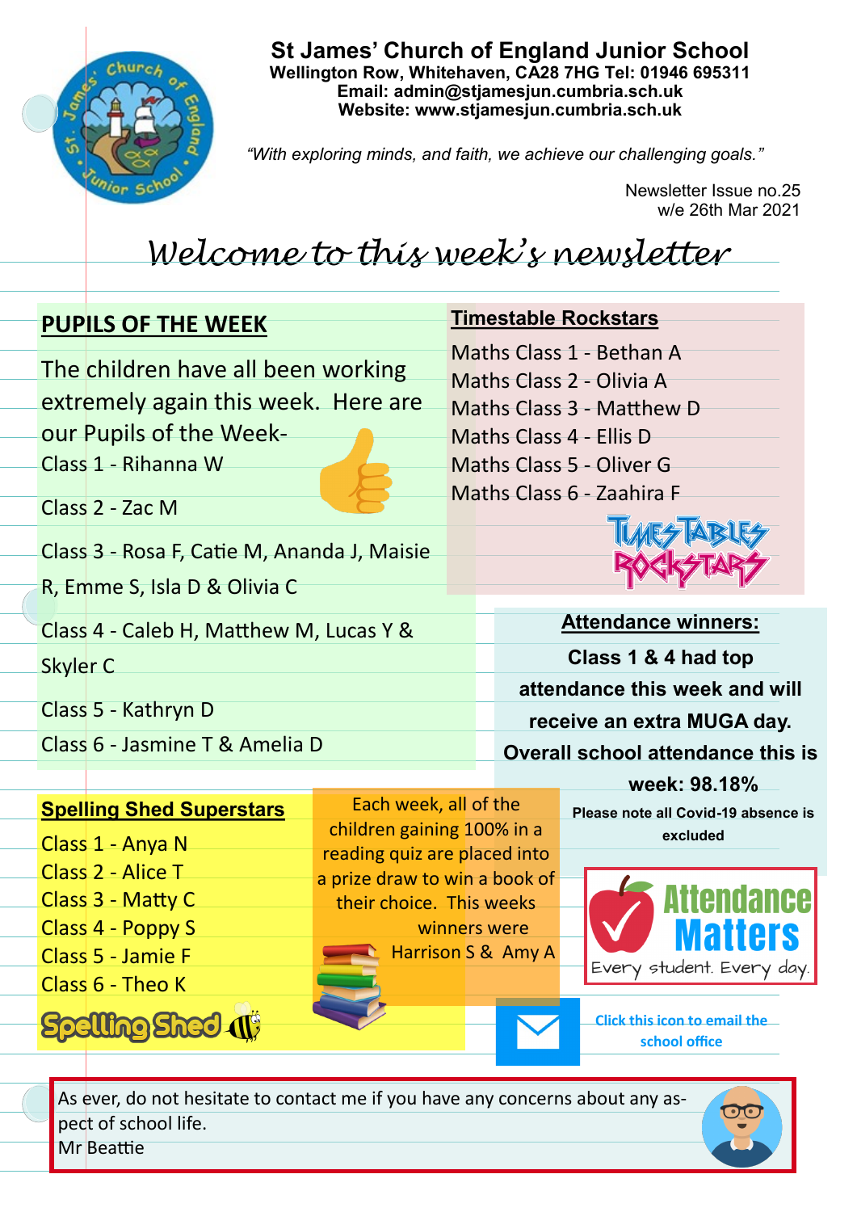# St James' Church of England Junior School

**Wellington Row, Whitehaven, CA28 7HG Tel: 01946 695311**
**Email: admin@stjamesjun.cumbria.sch.uk**
**Website: www.stjamesjun.cumbria.sch.uk**

*"With exploring minds, and faith, we achieve our challenging goals."*

Newsletter Issue no.25
w/e 26th Mar 2021

## *Welcome to this week's newsletter*

### PUPILS OF THE WEEK

The children have all been working extremely again this week. Here are our Pupils of the Week-

Class 1 - Rihanna W

Class 2 - Zac M

Class 3 - Rosa F, Catie M, Ananda J, Maisie R, Emme S, Isla D & Olivia C

Class 4 - Caleb H, Matthew M, Lucas Y & Skyler C

Class 5 - Kathryn D

Class 6 - Jasmine T & Amelia D

### Timestable Rockstars

Maths Class 1 - Bethan A
Maths Class 2 - Olivia A
Maths Class 3 - Matthew D
Maths Class 4 - Ellis D
Maths Class 5 - Oliver G
Maths Class 6 - Zaahira F

### Attendance winners:

**Class 1 & 4 had top attendance this week and will receive an extra MUGA day. Overall school attendance this is week: 98.18%**

**Please note all Covid-19 absence is excluded**

Attendance Matters
Every student. Every day.

### Spelling Shed Superstars

Class 1 - Anya N
Class 2 - Alice T
Class 3 - Matty C
Class 4 - Poppy S
Class 5 - Jamie F
Class 6 - Theo K

Each week, all of the children gaining 100% in a reading quiz are placed into a prize draw to win a book of their choice. This weeks winners were Harrison S & Amy A

Click this icon to email the school office

As ever, do not hesitate to contact me if you have any concerns about any aspect of school life.
Mr Beattie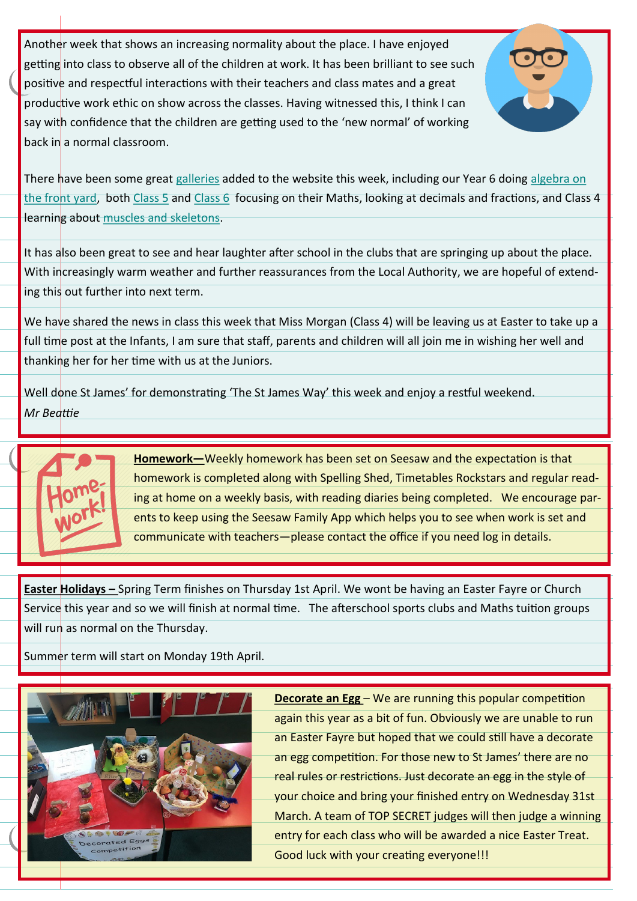Another week that shows an increasing normality about the place. I have enjoyed getting into class to observe all of the children at work. It has been brilliant to see such positive and respectful interactions with their teachers and class mates and a great productive work ethic on show across the classes. Having witnessed this, I think I can say with confidence that the children are getting used to the 'new normal' of working back in a normal classroom.

There have been some great galleries added to the website this week, including our Year 6 doing algebra on the front yard, both Class 5 and Class 6 focusing on their Maths, looking at decimals and fractions, and Class 4 learning about muscles and skeletons.

It has also been great to see and hear laughter after school in the clubs that are springing up about the place. With increasingly warm weather and further reassurances from the Local Authority, we are hopeful of extending this out further into next term.

We have shared the news in class this week that Miss Morgan (Class 4) will be leaving us at Easter to take up a full time post at the Infants, I am sure that staff, parents and children will all join me in wishing her well and thanking her for her time with us at the Juniors.

Well done St James' for demonstrating 'The St James Way' this week and enjoy a restful weekend.

*Mr Beattie*

**Homework—**Weekly homework has been set on Seesaw and the expectation is that homework is completed along with Spelling Shed, Timetables Rockstars and regular reading at home on a weekly basis, with reading diaries being completed. We encourage parents to keep using the Seesaw Family App which helps you to see when work is set and communicate with teachers—please contact the office if you need log in details.

**Easter Holidays –** Spring Term finishes on Thursday 1st April. We wont be having an Easter Fayre or Church Service this year and so we will finish at normal time. The afterschool sports clubs and Maths tuition groups will run as normal on the Thursday.

Summer term will start on Monday 19th April.

**Decorate an Egg** – We are running this popular competition again this year as a bit of fun. Obviously we are unable to run an Easter Fayre but hoped that we could still have a decorate an egg competition. For those new to St James' there are no real rules or restrictions. Just decorate an egg in the style of your choice and bring your finished entry on Wednesday 31st March. A team of TOP SECRET judges will then judge a winning entry for each class who will be awarded a nice Easter Treat. Good luck with your creating everyone!!!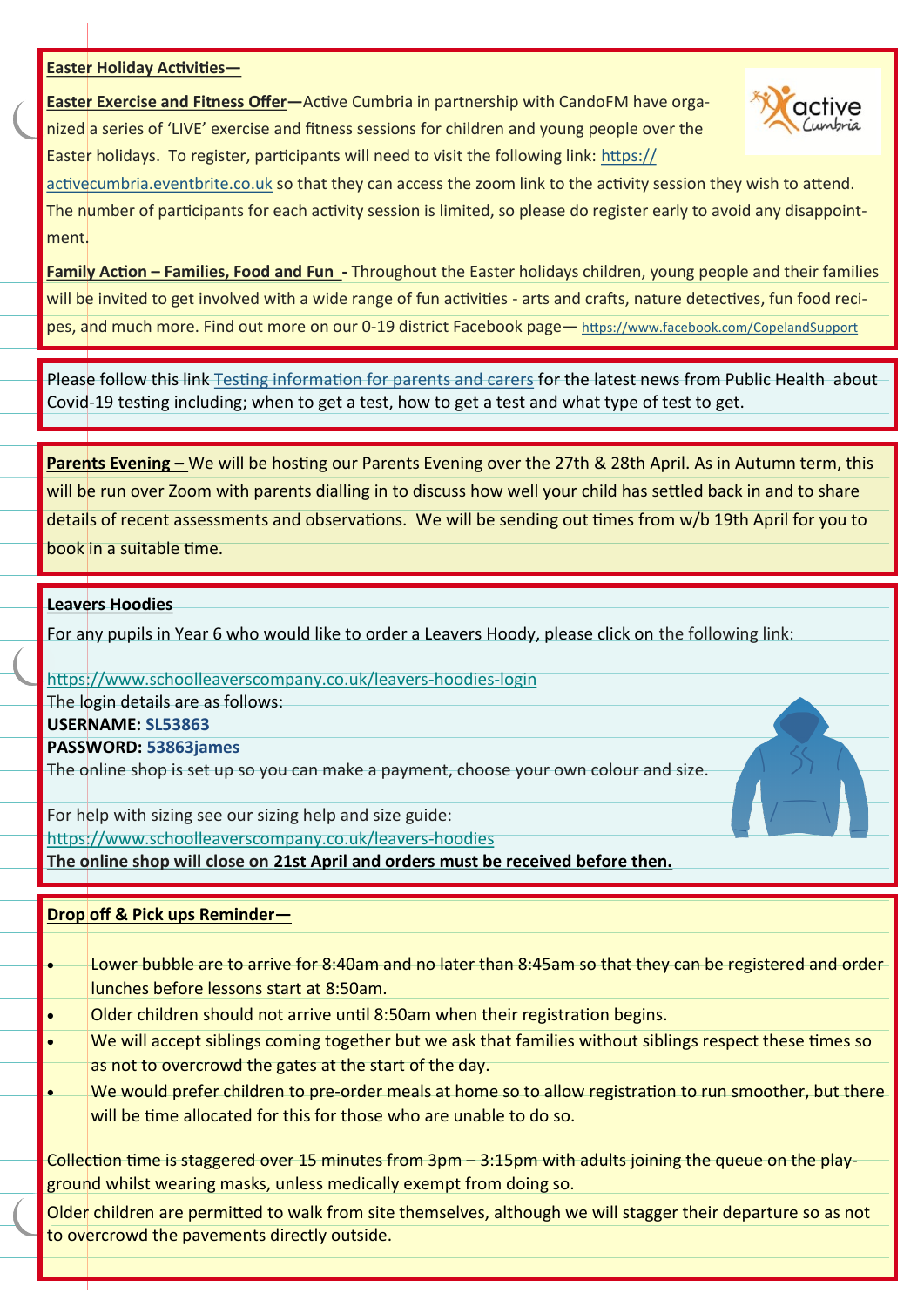**Easter Holiday Activities—**

**Easter Exercise and Fitness Offer—**Active Cumbria in partnership with CandoFM have organized a series of 'LIVE' exercise and fitness sessions for children and young people over the Easter holidays. To register, participants will need to visit the following link: https://activecumbria.eventbrite.co.uk so that they can access the zoom link to the activity session they wish to attend. The number of participants for each activity session is limited, so please do register early to avoid any disappointment.

**Family Action – Families, Food and Fun -** Throughout the Easter holidays children, young people and their families will be invited to get involved with a wide range of fun activities - arts and crafts, nature detectives, fun food recipes, and much more. Find out more on our 0-19 district Facebook page— https://www.facebook.com/CopelandSupport

Please follow this link Testing information for parents and carers for the latest news from Public Health about Covid-19 testing including; when to get a test, how to get a test and what type of test to get.

**Parents Evening –** We will be hosting our Parents Evening over the 27th & 28th April. As in Autumn term, this will be run over Zoom with parents dialling in to discuss how well your child has settled back in and to share details of recent assessments and observations. We will be sending out times from w/b 19th April for you to book in a suitable time.

**Leavers Hoodies**

For any pupils in Year 6 who would like to order a Leavers Hoody, please click on the following link:

https://www.schoolleaverscompany.co.uk/leavers-hoodies-login

The login details are as follows:

**USERNAME: SL53863**

**PASSWORD: 53863james**

The online shop is set up so you can make a payment, choose your own colour and size.

For help with sizing see our sizing help and size guide:

https://www.schoolleaverscompany.co.uk/leavers-hoodies

**The online shop will close on 21st April and orders must be received before then.**

**Drop off & Pick ups Reminder—**

- Lower bubble are to arrive for 8:40am and no later than 8:45am so that they can be registered and order lunches before lessons start at 8:50am.
- Older children should not arrive until 8:50am when their registration begins.
- We will accept siblings coming together but we ask that families without siblings respect these times so as not to overcrowd the gates at the start of the day.
- We would prefer children to pre-order meals at home so to allow registration to run smoother, but there will be time allocated for this for those who are unable to do so.

Collection time is staggered over 15 minutes from 3pm – 3:15pm with adults joining the queue on the playground whilst wearing masks, unless medically exempt from doing so.

Older children are permitted to walk from site themselves, although we will stagger their departure so as not to overcrowd the pavements directly outside.